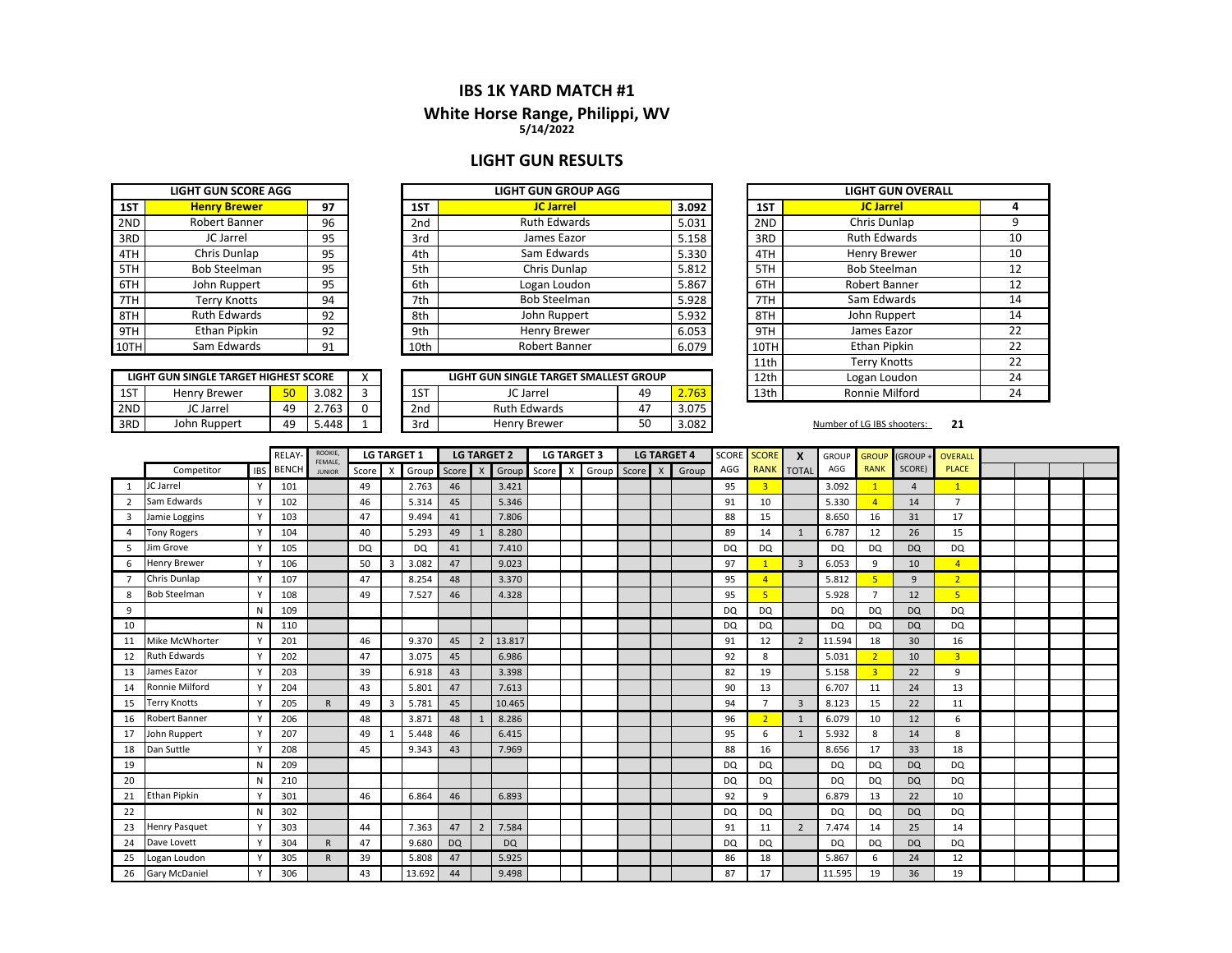# IBS 1K YARD MATCH #1

## White Horse Range, Philippi, WV

5/14/2022

## LIGHT GUN RESULTS

| LIGHT GUN SCORE AGG | | |
|---|---|---|
| 1ST | **Henry Brewer** | **97** |
| 2ND | Robert Banner | 96 |
| 3RD | JC Jarrel | 95 |
| 4TH | Chris Dunlap | 95 |
| 5TH | Bob Steelman | 95 |
| 6TH | John Ruppert | 95 |
| 7TH | Terry Knotts | 94 |
| 8TH | Ruth Edwards | 92 |
| 9TH | Ethan Pipkin | 92 |
| 10TH | Sam Edwards | 91 |

| LIGHT GUN GROUP AGG | | |
|---|---|---|
| 1ST | **JC Jarrel** | **3.092** |
| 2nd | Ruth Edwards | 5.031 |
| 3rd | James Eazor | 5.158 |
| 4th | Sam Edwards | 5.330 |
| 5th | Chris Dunlap | 5.812 |
| 6th | Logan Loudon | 5.867 |
| 7th | Bob Steelman | 5.928 |
| 8th | John Ruppert | 5.932 |
| 9th | Henry Brewer | 6.053 |
| 10th | Robert Banner | 6.079 |

| LIGHT GUN OVERALL | | |
|---|---|---|
| 1ST | **JC Jarrel** | **4** |
| 2ND | Chris Dunlap | 9 |
| 3RD | Ruth Edwards | 10 |
| 4TH | Henry Brewer | 10 |
| 5TH | Bob Steelman | 12 |
| 6TH | Robert Banner | 12 |
| 7TH | Sam Edwards | 14 |
| 8TH | John Ruppert | 14 |
| 9TH | James Eazor | 22 |
| 10TH | Ethan Pipkin | 22 |
| 11th | Terry Knotts | 22 |
| 12th | Logan Loudon | 24 |
| 13th | Ronnie Milford | 24 |

| LIGHT GUN SINGLE TARGET HIGHEST SCORE | | | | X |
|---|---|---|---|---|
| 1ST | Henry Brewer | 50 | 3.082 | 3 |
| 2ND | JC Jarrel | 49 | 2.763 | 0 |
| 3RD | John Ruppert | 49 | 5.448 | 1 |

| LIGHT GUN SINGLE TARGET SMALLEST GROUP | | | |
|---|---|---|---|
| 1ST | JC Jarrel | 49 | 2.763 |
| 2nd | Ruth Edwards | 47 | 3.075 |
| 3rd | Henry Brewer | 50 | 3.082 |

Number of LG IBS shooters: **21**

| | | | RELAY-BENCH | ROOKIE, FEMALE, JUNIOR | LG TARGET 1 | | | LG TARGET 2 | | | LG TARGET 3 | | | LG TARGET 4 | | | SCORE | SCORE | X | GROUP | GROUP | (GROUP + | OVERALL |
|---|---|---|---|---|---|---|---|---|---|---|---|---|---|---|---|---|---|---|---|---|---|---|---|
| | Competitor | IBS | | | Score | X | Group | Score | X | Group | Score | X | Group | Score | X | Group | AGG | RANK | TOTAL | AGG | RANK | SCORE) | PLACE |
| 1 | JC Jarrel | Y | 101 | | 49 | | 2.763 | 46 | | 3.421 | | | | | | | 95 | 3 | | 3.092 | 1 | 4 | 1 |
| 2 | Sam Edwards | Y | 102 | | 46 | | 5.314 | 45 | | 5.346 | | | | | | | 91 | 10 | | 5.330 | 4 | 14 | 7 |
| 3 | Jamie Loggins | Y | 103 | | 47 | | 9.494 | 41 | | 7.806 | | | | | | | 88 | 15 | | 8.650 | 16 | 31 | 17 |
| 4 | Tony Rogers | Y | 104 | | 40 | | 5.293 | 49 | 1 | 8.280 | | | | | | | 89 | 14 | 1 | 6.787 | 12 | 26 | 15 |
| 5 | Jim Grove | Y | 105 | | DQ | | DQ | 41 | | 7.410 | | | | | | | DQ | DQ | | DQ | DQ | DQ | DQ |
| 6 | Henry Brewer | Y | 106 | | 50 | 3 | 3.082 | 47 | | 9.023 | | | | | | | 97 | 1 | 3 | 6.053 | 9 | 10 | 4 |
| 7 | Chris Dunlap | Y | 107 | | 47 | | 8.254 | 48 | | 3.370 | | | | | | | 95 | 4 | | 5.812 | 5 | 9 | 2 |
| 8 | Bob Steelman | Y | 108 | | 49 | | 7.527 | 46 | | 4.328 | | | | | | | 95 | 5 | | 5.928 | 7 | 12 | 5 |
| 9 | | N | 109 | | | | | | | | | | | | | | DQ | DQ | | DQ | DQ | DQ | DQ |
| 10 | | N | 110 | | | | | | | | | | | | | | DQ | DQ | | DQ | DQ | DQ | DQ |
| 11 | Mike McWhorter | Y | 201 | | 46 | | 9.370 | 45 | 2 | 13.817 | | | | | | | 91 | 12 | 2 | 11.594 | 18 | 30 | 16 |
| 12 | Ruth Edwards | Y | 202 | | 47 | | 3.075 | 45 | | 6.986 | | | | | | | 92 | 8 | | 5.031 | 2 | 10 | 3 |
| 13 | James Eazor | Y | 203 | | 39 | | 6.918 | 43 | | 3.398 | | | | | | | 82 | 19 | | 5.158 | 3 | 22 | 9 |
| 14 | Ronnie Milford | Y | 204 | | 43 | | 5.801 | 47 | | 7.613 | | | | | | | 90 | 13 | | 6.707 | 11 | 24 | 13 |
| 15 | Terry Knotts | Y | 205 | R | 49 | 3 | 5.781 | 45 | | 10.465 | | | | | | | 94 | 7 | 3 | 8.123 | 15 | 22 | 11 |
| 16 | Robert Banner | Y | 206 | | 48 | | 3.871 | 48 | 1 | 8.286 | | | | | | | 96 | 2 | 1 | 6.079 | 10 | 12 | 6 |
| 17 | John Ruppert | Y | 207 | | 49 | 1 | 5.448 | 46 | | 6.415 | | | | | | | 95 | 6 | 1 | 5.932 | 8 | 14 | 8 |
| 18 | Dan Suttle | Y | 208 | | 45 | | 9.343 | 43 | | 7.969 | | | | | | | 88 | 16 | | 8.656 | 17 | 33 | 18 |
| 19 | | N | 209 | | | | | | | | | | | | | | DQ | DQ | | DQ | DQ | DQ | DQ |
| 20 | | N | 210 | | | | | | | | | | | | | | DQ | DQ | | DQ | DQ | DQ | DQ |
| 21 | Ethan Pipkin | Y | 301 | | 46 | | 6.864 | 46 | | 6.893 | | | | | | | 92 | 9 | | 6.879 | 13 | 22 | 10 |
| 22 | | N | 302 | | | | | | | | | | | | | | DQ | DQ | | DQ | DQ | DQ | DQ |
| 23 | Henry Pasquet | Y | 303 | | 44 | | 7.363 | 47 | 2 | 7.584 | | | | | | | 91 | 11 | 2 | 7.474 | 14 | 25 | 14 |
| 24 | Dave Lovett | Y | 304 | R | 47 | | 9.680 | DQ | | DQ | | | | | | | DQ | DQ | | DQ | DQ | DQ | DQ |
| 25 | Logan Loudon | Y | 305 | R | 39 | | 5.808 | 47 | | 5.925 | | | | | | | 86 | 18 | | 5.867 | 6 | 24 | 12 |
| 26 | Gary McDaniel | Y | 306 | | 43 | | 13.692 | 44 | | 9.498 | | | | | | | 87 | 17 | | 11.595 | 19 | 36 | 19 |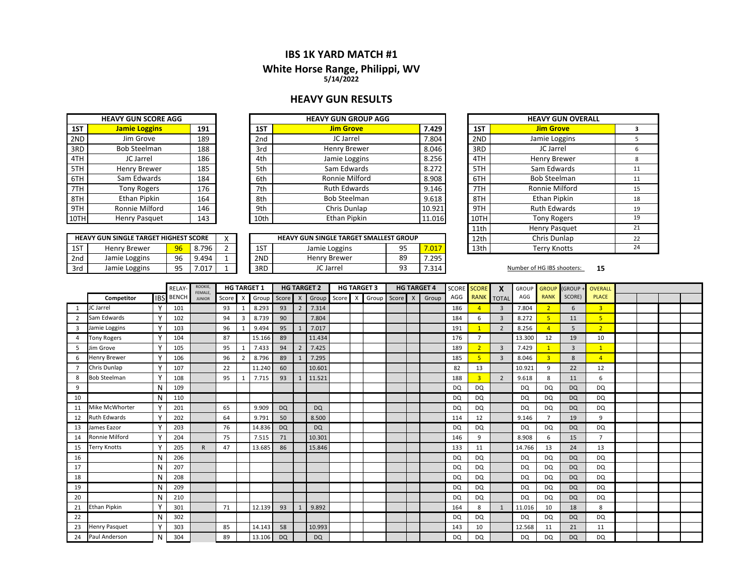# IBS 1K YARD MATCH #1

## White Horse Range, Philippi, WV

5/14/2022

## HEAVY GUN RESULTS

| HEAVY GUN SCORE AGG | | |
|---|---|---|
| 1ST | **Jamie Loggins** | **191** |
| 2ND | Jim Grove | 189 |
| 3RD | Bob Steelman | 188 |
| 4TH | JC Jarrel | 186 |
| 5TH | Henry Brewer | 185 |
| 6TH | Sam Edwards | 184 |
| 7TH | Tony Rogers | 176 |
| 8TH | Ethan Pipkin | 164 |
| 9TH | Ronnie Milford | 146 |
| 10TH | Henry Pasquet | 143 |

| HEAVY GUN GROUP AGG | | |
|---|---|---|
| 1ST | **Jim Grove** | **7.429** |
| 2nd | JC Jarrel | 7.804 |
| 3rd | Henry Brewer | 8.046 |
| 4th | Jamie Loggins | 8.256 |
| 5th | Sam Edwards | 8.272 |
| 6th | Ronnie Milford | 8.908 |
| 7th | Ruth Edwards | 9.146 |
| 8th | Bob Steelman | 9.618 |
| 9th | Chris Dunlap | 10.921 |
| 10th | Ethan Pipkin | 11.016 |

| HEAVY GUN OVERALL | | |
|---|---|---|
| 1ST | **Jim Grove** | **3** |
| 2ND | Jamie Loggins | 5 |
| 3RD | JC Jarrel | 6 |
| 4TH | Henry Brewer | 8 |
| 5TH | Sam Edwards | 11 |
| 6TH | Bob Steelman | 11 |
| 7TH | Ronnie Milford | 15 |
| 8TH | Ethan Pipkin | 18 |
| 9TH | Ruth Edwards | 19 |
| 10TH | Tony Rogers | 19 |
| 11th | Henry Pasquet | 21 |
| 12th | Chris Dunlap | 22 |
| 13th | Terry Knotts | 24 |

| HEAVY GUN SINGLE TARGET HIGHEST SCORE | | | | X |
|---|---|---|---|---|
| 1ST | Henry Brewer | 96 | 8.796 | 2 |
| 2nd | Jamie Loggins | 96 | 9.494 | 1 |
| 3rd | Jamie Loggins | 95 | 7.017 | 1 |

| HEAVY GUN SINGLE TARGET SMALLEST GROUP | | | |
|---|---|---|---|
| 1ST | Jamie Loggins | 95 | 7.017 |
| 2ND | Henry Brewer | 89 | 7.295 |
| 3RD | JC Jarrel | 93 | 7.314 |

Number of HG IBS shooters: **15**

| | Competitor | IBS | RELAY-BENCH | ROOKIE, FEMALE, JUNIOR | HG TARGET 1 | | | HG TARGET 2 | | | HG TARGET 3 | | | HG TARGET 4 | | | SCORE AGG | SCORE RANK | X TOTAL | GROUP AGG | GROUP RANK | (GROUP + SCORE) | OVERALL PLACE |
|---|---|---|---|---|---|---|---|---|---|---|---|---|---|---|---|---|---|---|---|---|---|---|---|
| | | | | | Score | X | Group | Score | X | Group | Score | X | Group | Score | X | Group | | | | | | | |
| 1 | JC Jarrel | Y | 101 | | 93 | 1 | 8.293 | 93 | 2 | 7.314 | | | | | | | 186 | 4 | 3 | 7.804 | 2 | 6 | 3 |
| 2 | Sam Edwards | Y | 102 | | 94 | 3 | 8.739 | 90 | | 7.804 | | | | | | | 184 | 6 | 3 | 8.272 | 5 | 11 | 5 |
| 3 | Jamie Loggins | Y | 103 | | 96 | 1 | 9.494 | 95 | 1 | 7.017 | | | | | | | 191 | 1 | 2 | 8.256 | 4 | 5 | 2 |
| 4 | Tony Rogers | Y | 104 | | 87 | | 15.166 | 89 | | 11.434 | | | | | | | 176 | 7 | | 13.300 | 12 | 19 | 10 |
| 5 | Jim Grove | Y | 105 | | 95 | 1 | 7.433 | 94 | 2 | 7.425 | | | | | | | 189 | 2 | 3 | 7.429 | 1 | 3 | 1 |
| 6 | Henry Brewer | Y | 106 | | 96 | 2 | 8.796 | 89 | 1 | 7.295 | | | | | | | 185 | 5 | 3 | 8.046 | 3 | 8 | 4 |
| 7 | Chris Dunlap | Y | 107 | | 22 | | 11.240 | 60 | | 10.601 | | | | | | | 82 | 13 | | 10.921 | 9 | 22 | 12 |
| 8 | Bob Steelman | Y | 108 | | 95 | 1 | 7.715 | 93 | 1 | 11.521 | | | | | | | 188 | 3 | 2 | 9.618 | 8 | 11 | 6 |
| 9 | | N | 109 | | | | | | | | | | | | | | DQ | DQ | | DQ | DQ | DQ | DQ |
| 10 | | N | 110 | | | | | | | | | | | | | | DQ | DQ | | DQ | DQ | DQ | DQ |
| 11 | Mike McWhorter | Y | 201 | | 65 | | 9.909 | DQ | | DQ | | | | | | | DQ | DQ | | DQ | DQ | DQ | DQ |
| 12 | Ruth Edwards | Y | 202 | | 64 | | 9.791 | 50 | | 8.500 | | | | | | | 114 | 12 | | 9.146 | 7 | 19 | 9 |
| 13 | James Eazor | Y | 203 | | 76 | | 14.836 | DQ | | DQ | | | | | | | DQ | DQ | | DQ | DQ | DQ | DQ |
| 14 | Ronnie Milford | Y | 204 | | 75 | | 7.515 | 71 | | 10.301 | | | | | | | 146 | 9 | | 8.908 | 6 | 15 | 7 |
| 15 | Terry Knotts | Y | 205 | R | 47 | | 13.685 | 86 | | 15.846 | | | | | | | 133 | 11 | | 14.766 | 13 | 24 | 13 |
| 16 | | N | 206 | | | | | | | | | | | | | | DQ | DQ | | DQ | DQ | DQ | DQ |
| 17 | | N | 207 | | | | | | | | | | | | | | DQ | DQ | | DQ | DQ | DQ | DQ |
| 18 | | N | 208 | | | | | | | | | | | | | | DQ | DQ | | DQ | DQ | DQ | DQ |
| 19 | | N | 209 | | | | | | | | | | | | | | DQ | DQ | | DQ | DQ | DQ | DQ |
| 20 | | N | 210 | | | | | | | | | | | | | | DQ | DQ | | DQ | DQ | DQ | DQ |
| 21 | Ethan Pipkin | Y | 301 | | 71 | | 12.139 | 93 | 1 | 9.892 | | | | | | | 164 | 8 | 1 | 11.016 | 10 | 18 | 8 |
| 22 | | N | 302 | | | | | | | | | | | | | | DQ | DQ | | DQ | DQ | DQ | DQ |
| 23 | Henry Pasquet | Y | 303 | | 85 | | 14.143 | 58 | | 10.993 | | | | | | | 143 | 10 | | 12.568 | 11 | 21 | 11 |
| 24 | Paul Anderson | N | 304 | | 89 | | 13.106 | DQ | | DQ | | | | | | | DQ | DQ | | DQ | DQ | DQ | DQ |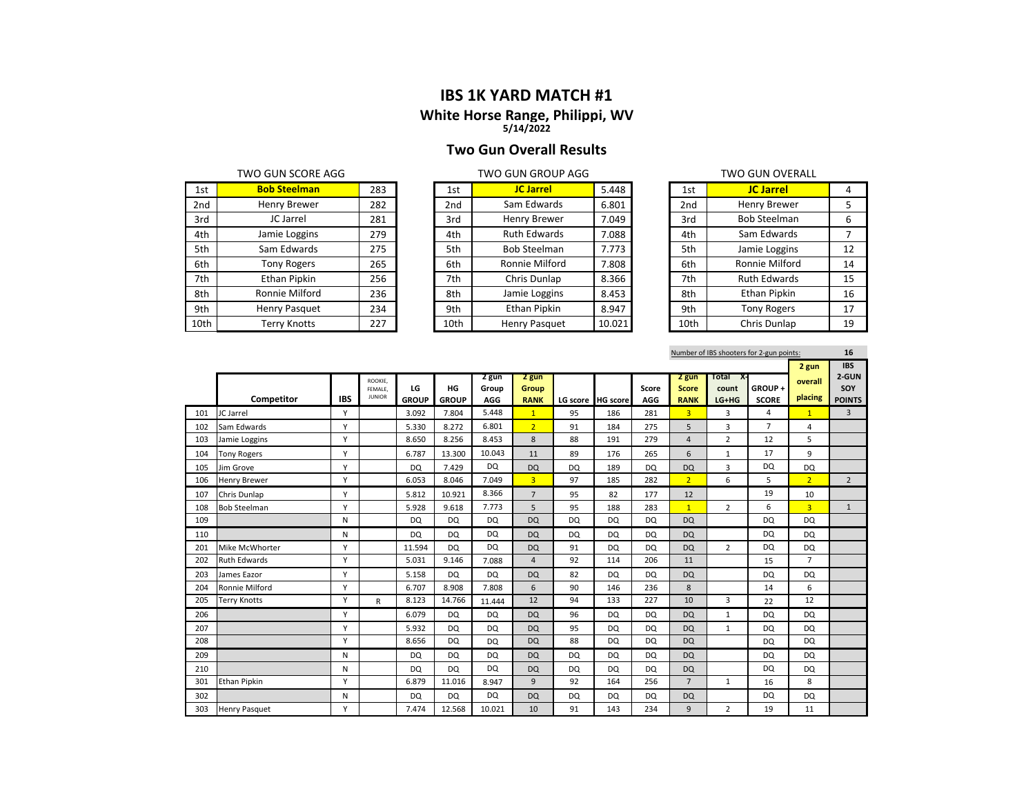# IBS 1K YARD MATCH #1

## White Horse Range, Philippi, WV

5/14/2022

## Two Gun Overall Results

TWO GUN SCORE AGG

| | | |
|---|---|---|
| 1st | **Bob Steelman** | 283 |
| 2nd | Henry Brewer | 282 |
| 3rd | JC Jarrel | 281 |
| 4th | Jamie Loggins | 279 |
| 5th | Sam Edwards | 275 |
| 6th | Tony Rogers | 265 |
| 7th | Ethan Pipkin | 256 |
| 8th | Ronnie Milford | 236 |
| 9th | Henry Pasquet | 234 |
| 10th | Terry Knotts | 227 |

TWO GUN GROUP AGG

| | | |
|---|---|---|
| 1st | **JC Jarrel** | 5.448 |
| 2nd | Sam Edwards | 6.801 |
| 3rd | Henry Brewer | 7.049 |
| 4th | Ruth Edwards | 7.088 |
| 5th | Bob Steelman | 7.773 |
| 6th | Ronnie Milford | 7.808 |
| 7th | Chris Dunlap | 8.366 |
| 8th | Jamie Loggins | 8.453 |
| 9th | Ethan Pipkin | 8.947 |
| 10th | Henry Pasquet | 10.021 |

TWO GUN OVERALL

| | | |
|---|---|---|
| 1st | **JC Jarrel** | 4 |
| 2nd | Henry Brewer | 5 |
| 3rd | Bob Steelman | 6 |
| 4th | Sam Edwards | 7 |
| 5th | Jamie Loggins | 12 |
| 6th | Ronnie Milford | 14 |
| 7th | Ruth Edwards | 15 |
| 8th | Ethan Pipkin | 16 |
| 9th | Tony Rogers | 17 |
| 10th | Chris Dunlap | 19 |

Number of IBS shooters for 2-gun points: 16

| | Competitor | IBS | ROOKIE, FEMALE, JUNIOR | LG GROUP | HG GROUP | 2 gun Group AGG | 2 gun Group RANK | LG score | HG score | Score AGG | 2 gun Score RANK | Total X-count LG+HG | GROUP + SCORE | 2 gun overall placing | IBS 2-GUN SOY POINTS |
|---|---|---|---|---|---|---|---|---|---|---|---|---|---|---|---|
| 101 | JC Jarrel | Y | | 3.092 | 7.804 | 5.448 | 1 | 95 | 186 | 281 | 3 | 3 | 4 | 1 | 3 |
| 102 | Sam Edwards | Y | | 5.330 | 8.272 | 6.801 | 2 | 91 | 184 | 275 | 5 | 3 | 7 | 4 | |
| 103 | Jamie Loggins | Y | | 8.650 | 8.256 | 8.453 | 8 | 88 | 191 | 279 | 4 | 2 | 12 | 5 | |
| 104 | Tony Rogers | Y | | 6.787 | 13.300 | 10.043 | 11 | 89 | 176 | 265 | 6 | 1 | 17 | 9 | |
| 105 | Jim Grove | Y | | DQ | 7.429 | DQ | DQ | DQ | 189 | DQ | DQ | 3 | DQ | DQ | |
| 106 | Henry Brewer | Y | | 6.053 | 8.046 | 7.049 | 3 | 97 | 185 | 282 | 2 | 6 | 5 | 2 | 2 |
| 107 | Chris Dunlap | Y | | 5.812 | 10.921 | 8.366 | 7 | 95 | 82 | 177 | 12 | | 19 | 10 | |
| 108 | Bob Steelman | Y | | 5.928 | 9.618 | 7.773 | 5 | 95 | 188 | 283 | 1 | 2 | 6 | 3 | 1 |
| 109 | | N | | DQ | DQ | DQ | DQ | DQ | DQ | DQ | DQ | | DQ | DQ | |
| 110 | | N | | DQ | DQ | DQ | DQ | DQ | DQ | DQ | DQ | | DQ | DQ | |
| 201 | Mike McWhorter | Y | | 11.594 | DQ | DQ | DQ | 91 | DQ | DQ | DQ | 2 | DQ | DQ | |
| 202 | Ruth Edwards | Y | | 5.031 | 9.146 | 7.088 | 4 | 92 | 114 | 206 | 11 | | 15 | 7 | |
| 203 | James Eazor | Y | | 5.158 | DQ | DQ | DQ | 82 | DQ | DQ | DQ | | DQ | DQ | |
| 204 | Ronnie Milford | Y | | 6.707 | 8.908 | 7.808 | 6 | 90 | 146 | 236 | 8 | | 14 | 6 | |
| 205 | Terry Knotts | Y | R | 8.123 | 14.766 | 11.444 | 12 | 94 | 133 | 227 | 10 | 3 | 22 | 12 | |
| 206 | | Y | | 6.079 | DQ | DQ | DQ | 96 | DQ | DQ | DQ | 1 | DQ | DQ | |
| 207 | | Y | | 5.932 | DQ | DQ | DQ | 95 | DQ | DQ | DQ | 1 | DQ | DQ | |
| 208 | | Y | | 8.656 | DQ | DQ | DQ | 88 | DQ | DQ | DQ | | DQ | DQ | |
| 209 | | N | | DQ | DQ | DQ | DQ | DQ | DQ | DQ | DQ | | DQ | DQ | |
| 210 | | N | | DQ | DQ | DQ | DQ | DQ | DQ | DQ | DQ | | DQ | DQ | |
| 301 | Ethan Pipkin | Y | | 6.879 | 11.016 | 8.947 | 9 | 92 | 164 | 256 | 7 | 1 | 16 | 8 | |
| 302 | | N | | DQ | DQ | DQ | DQ | DQ | DQ | DQ | DQ | | DQ | DQ | |
| 303 | Henry Pasquet | Y | | 7.474 | 12.568 | 10.021 | 10 | 91 | 143 | 234 | 9 | 2 | 19 | 11 | |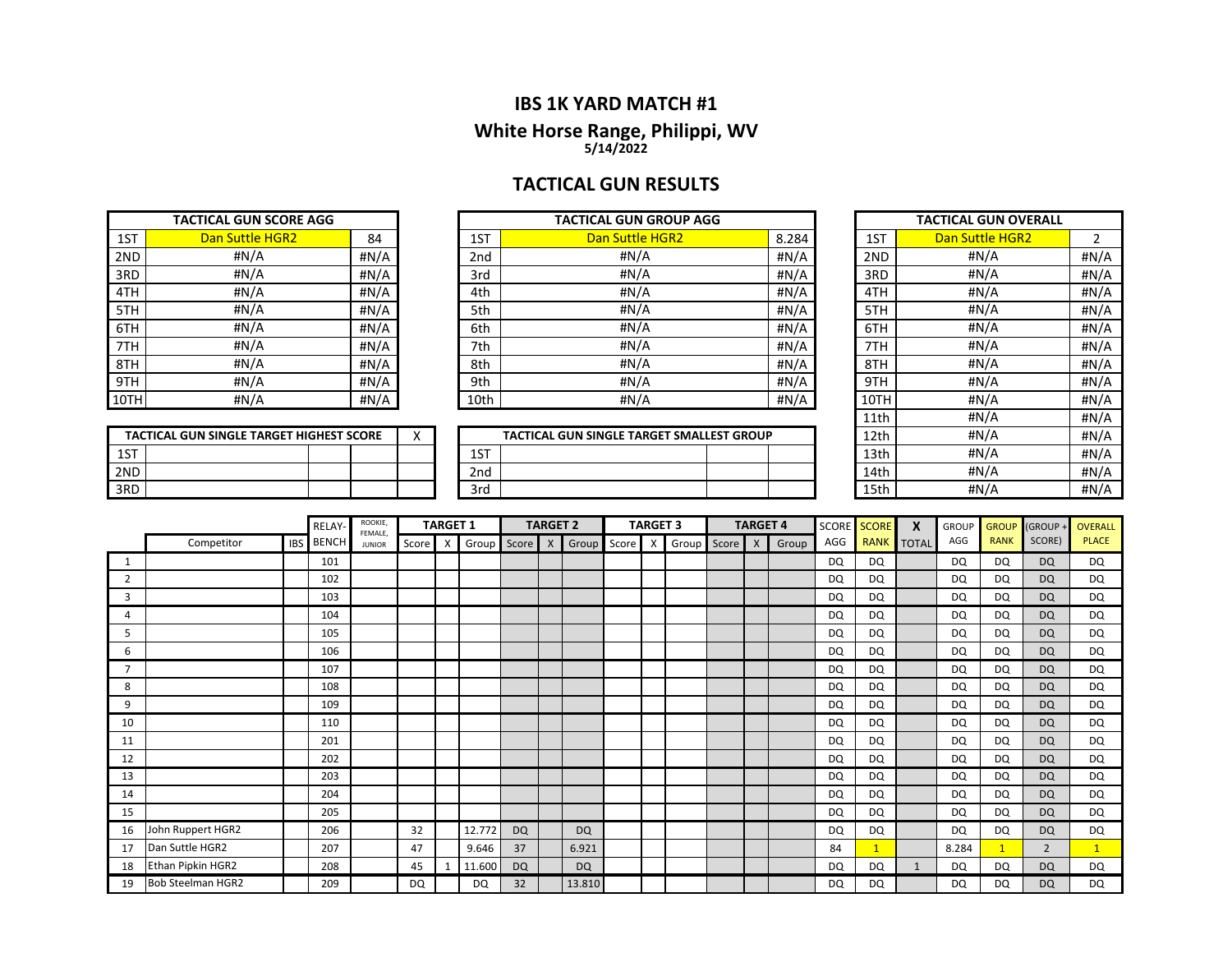# IBS 1K YARD MATCH #1

## White Horse Range, Philippi, WV

**5/14/2022**

## TACTICAL GUN RESULTS

| TACTICAL GUN SCORE AGG | | |
|---|---|---|
| 1ST | Dan Suttle HGR2 | 84 |
| 2ND | #N/A | #N/A |
| 3RD | #N/A | #N/A |
| 4TH | #N/A | #N/A |
| 5TH | #N/A | #N/A |
| 6TH | #N/A | #N/A |
| 7TH | #N/A | #N/A |
| 8TH | #N/A | #N/A |
| 9TH | #N/A | #N/A |
| 10TH | #N/A | #N/A |

| TACTICAL GUN GROUP AGG | | |
|---|---|---|
| 1ST | Dan Suttle HGR2 | 8.284 |
| 2nd | #N/A | #N/A |
| 3rd | #N/A | #N/A |
| 4th | #N/A | #N/A |
| 5th | #N/A | #N/A |
| 6th | #N/A | #N/A |
| 7th | #N/A | #N/A |
| 8th | #N/A | #N/A |
| 9th | #N/A | #N/A |
| 10th | #N/A | #N/A |

| TACTICAL GUN OVERALL | | |
|---|---|---|
| 1ST | Dan Suttle HGR2 | 2 |
| 2ND | #N/A | #N/A |
| 3RD | #N/A | #N/A |
| 4TH | #N/A | #N/A |
| 5TH | #N/A | #N/A |
| 6TH | #N/A | #N/A |
| 7TH | #N/A | #N/A |
| 8TH | #N/A | #N/A |
| 9TH | #N/A | #N/A |
| 10TH | #N/A | #N/A |
| 11th | #N/A | #N/A |
| 12th | #N/A | #N/A |
| 13th | #N/A | #N/A |
| 14th | #N/A | #N/A |
| 15th | #N/A | #N/A |

| TACTICAL GUN SINGLE TARGET HIGHEST SCORE | | | | X |
|---|---|---|---|---|
| 1ST | | | | |
| 2ND | | | | |
| 3RD | | | | |

| TACTICAL GUN SINGLE TARGET SMALLEST GROUP | | | |
|---|---|---|---|
| 1ST | | | |
| 2nd | | | |
| 3rd | | | |

| | Competitor | IBS | RELAY-BENCH | ROOKIE, FEMALE, JUNIOR | TARGET 1 Score | TARGET 1 X | TARGET 1 Group | TARGET 2 Score | TARGET 2 X | TARGET 2 Group | TARGET 3 Score | TARGET 3 X | TARGET 3 Group | TARGET 4 Score | TARGET 4 X | TARGET 4 Group | SCORE AGG | SCORE RANK | X TOTAL | GROUP AGG | GROUP RANK | (GROUP + SCORE) | OVERALL PLACE |
|---|---|---|---|---|---|---|---|---|---|---|---|---|---|---|---|---|---|---|---|---|---|---|---|
| 1 | | | 101 | | | | | | | | | | | | | | DQ | DQ | | DQ | DQ | DQ | DQ |
| 2 | | | 102 | | | | | | | | | | | | | | DQ | DQ | | DQ | DQ | DQ | DQ |
| 3 | | | 103 | | | | | | | | | | | | | | DQ | DQ | | DQ | DQ | DQ | DQ |
| 4 | | | 104 | | | | | | | | | | | | | | DQ | DQ | | DQ | DQ | DQ | DQ |
| 5 | | | 105 | | | | | | | | | | | | | | DQ | DQ | | DQ | DQ | DQ | DQ |
| 6 | | | 106 | | | | | | | | | | | | | | DQ | DQ | | DQ | DQ | DQ | DQ |
| 7 | | | 107 | | | | | | | | | | | | | | DQ | DQ | | DQ | DQ | DQ | DQ |
| 8 | | | 108 | | | | | | | | | | | | | | DQ | DQ | | DQ | DQ | DQ | DQ |
| 9 | | | 109 | | | | | | | | | | | | | | DQ | DQ | | DQ | DQ | DQ | DQ |
| 10 | | | 110 | | | | | | | | | | | | | | DQ | DQ | | DQ | DQ | DQ | DQ |
| 11 | | | 201 | | | | | | | | | | | | | | DQ | DQ | | DQ | DQ | DQ | DQ |
| 12 | | | 202 | | | | | | | | | | | | | | DQ | DQ | | DQ | DQ | DQ | DQ |
| 13 | | | 203 | | | | | | | | | | | | | | DQ | DQ | | DQ | DQ | DQ | DQ |
| 14 | | | 204 | | | | | | | | | | | | | | DQ | DQ | | DQ | DQ | DQ | DQ |
| 15 | | | 205 | | | | | | | | | | | | | | DQ | DQ | | DQ | DQ | DQ | DQ |
| 16 | John Ruppert HGR2 | | 206 | | 32 | | 12.772 | DQ | | DQ | | | | | | | DQ | DQ | | DQ | DQ | DQ | DQ |
| 17 | Dan Suttle HGR2 | | 207 | | 47 | | 9.646 | 37 | | 6.921 | | | | | | | 84 | 1 | | 8.284 | 1 | 2 | 1 |
| 18 | Ethan Pipkin HGR2 | | 208 | | 45 | 1 | 11.600 | DQ | | DQ | | | | | | | DQ | DQ | 1 | DQ | DQ | DQ | DQ |
| 19 | Bob Steelman HGR2 | | 209 | | DQ | | DQ | 32 | | 13.810 | | | | | | | DQ | DQ | | DQ | DQ | DQ | DQ |